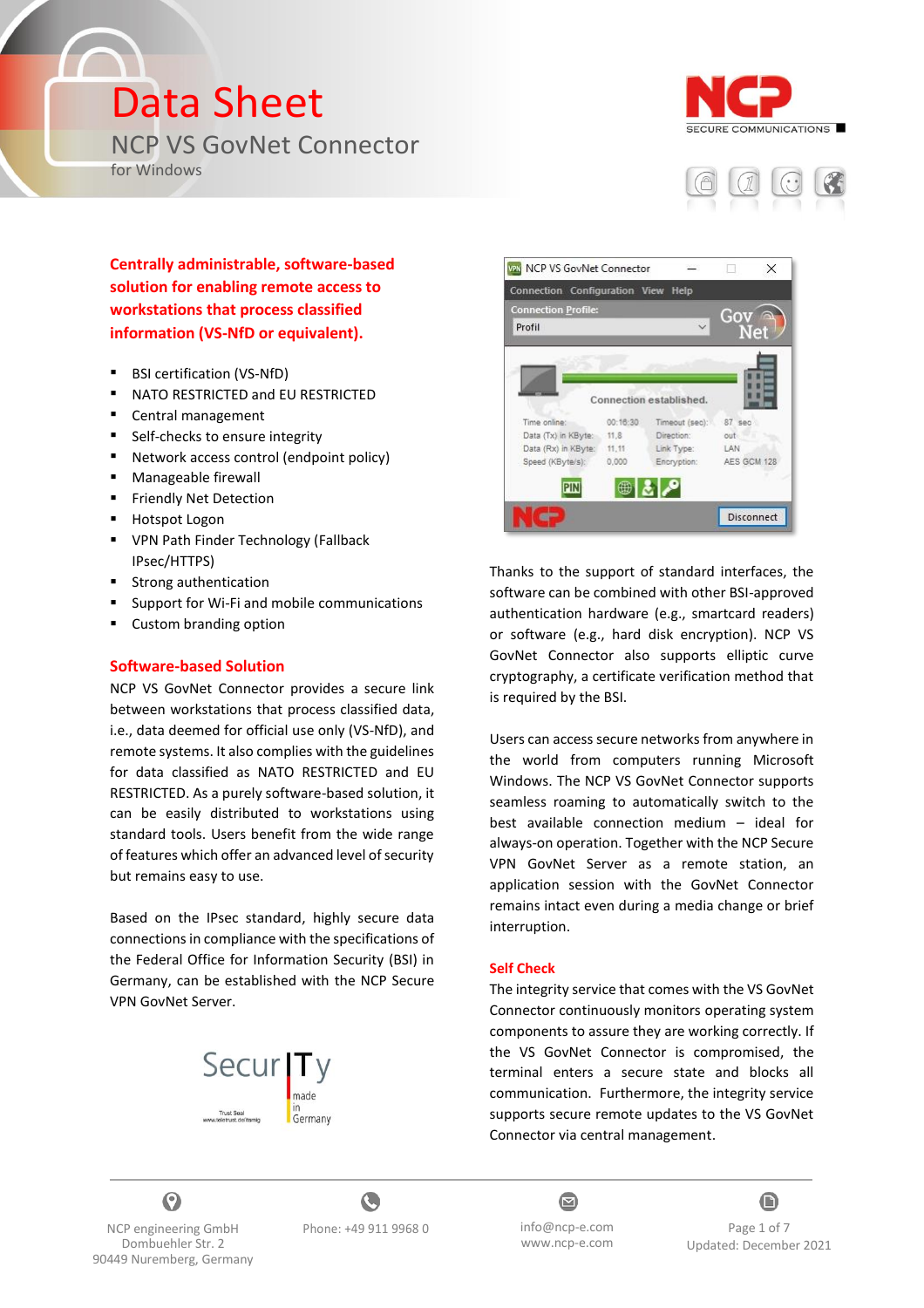# Data Sheet

## NCP VS GovNet Connector

for Windows

**Centrally administrable, software-based solution for enabling remote access to workstations that process classified information (VS-NfD or equivalent).**

- BSI certification (VS-NfD)
- NATO RESTRICTED and EU RESTRICTED
- Central management
- Self-checks to ensure integrity
- Network access control (endpoint policy)
- Manageable firewall
- Friendly Net Detection
- Hotspot Logon
- VPN Path Finder Technology (Fallback IPsec/HTTPS)
- Strong authentication
- Support for Wi-Fi and mobile communications
- Custom branding option

### Software-based Solution

NCP VS GovNet Connector provides a secure link between workstations that process classified data, i.e., data deemed for official use only (VS-NfD), and remote systems. It also complies with the guidelines for data classified as NATO RESTRICTED and EU RESTRICTED. As a purely software-based solution, it can be easily distributed to workstations using standard tools. Users benefit from the wide range of features which offer an advanced level of security but remains easy to use.

Based on the IPsec standard, highly secure data connections in compliance with the specifications of the Federal Office for Information Security (BSI) in Germany, can be established with the NCP Secure VPN GovNet Server.

Thanks to the support of standard interfaces, the software can be combined with other BSI-approved authentication hardware (e.g., smartcard readers) or software (e.g., hard disk encryption). NCP VS GovNet Connector also supports elliptic curve cryptography, a certificate verification method that is required by the BSI.

Users can access secure networks from anywhere in the world from computers running Microsoft Windows. The NCP VS GovNet Connector supports seamless roaming to automatically switch to the best available connection medium – ideal for always-on operation. Together with the NCP Secure VPN GovNet Server as a remote station, an application session with the GovNet Connector remains intact even during a media change or brief interruption.

### Self Check

The integrity service that comes with the VS GovNet Connector continuously monitors operating system components to assure they are working correctly. If the VS GovNet Connector is compromised, the terminal enters a secure state and blocks all communication. Furthermore, the integrity service supports secure remote updates to the VS GovNet Connector via central management.

NCP engineering GmbH
Dombuehler Str. 2
90449 Nuremberg, Germany

Phone: +49 911 9968 0

info@ncp-e.com
www.ncp-e.com

Updated: December 2021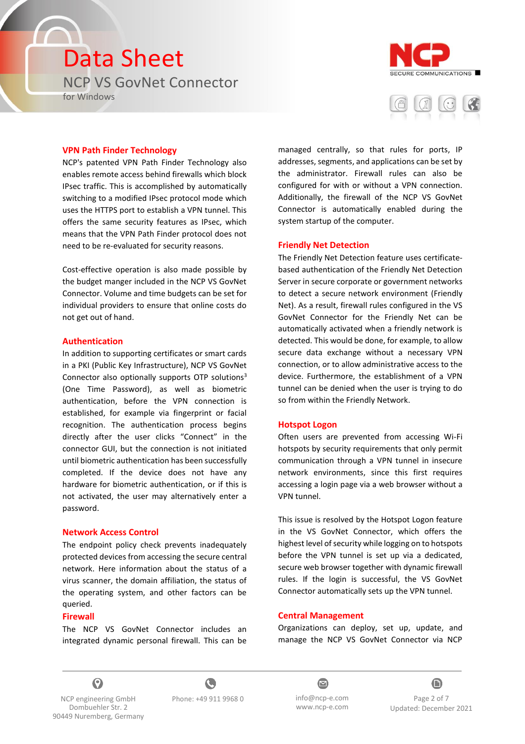## VPN Path Finder Technology

NCP's patented VPN Path Finder Technology also enables remote access behind firewalls which block IPsec traffic. This is accomplished by automatically switching to a modified IPsec protocol mode which uses the HTTPS port to establish a VPN tunnel. This offers the same security features as IPsec, which means that the VPN Path Finder protocol does not need to be re-evaluated for security reasons.

Cost-effective operation is also made possible by the budget manger included in the NCP VS GovNet Connector. Volume and time budgets can be set for individual providers to ensure that online costs do not get out of hand.

## Authentication

In addition to supporting certificates or smart cards in a PKI (Public Key Infrastructure), NCP VS GovNet Connector also optionally supports OTP solutions[3] (One Time Password), as well as biometric authentication, before the VPN connection is established, for example via fingerprint or facial recognition. The authentication process begins directly after the user clicks “Connect” in the connector GUI, but the connection is not initiated until biometric authentication has been successfully completed. If the device does not have any hardware for biometric authentication, or if this is not activated, the user may alternatively enter a password.

## Network Access Control

The endpoint policy check prevents inadequately protected devices from accessing the secure central network. Here information about the status of a virus scanner, the domain affiliation, the status of the operating system, and other factors can be queried.

## Firewall

The NCP VS GovNet Connector includes an integrated dynamic personal firewall. This can be managed centrally, so that rules for ports, IP addresses, segments, and applications can be set by the administrator. Firewall rules can also be configured for with or without a VPN connection. Additionally, the firewall of the NCP VS GovNet Connector is automatically enabled during the system startup of the computer.

## Friendly Net Detection

The Friendly Net Detection feature uses certificate-based authentication of the Friendly Net Detection Server in secure corporate or government networks to detect a secure network environment (Friendly Net). As a result, firewall rules configured in the VS GovNet Connector for the Friendly Net can be automatically activated when a friendly network is detected. This would be done, for example, to allow secure data exchange without a necessary VPN connection, or to allow administrative access to the device. Furthermore, the establishment of a VPN tunnel can be denied when the user is trying to do so from within the Friendly Network.

## Hotspot Logon

Often users are prevented from accessing Wi-Fi hotspots by security requirements that only permit communication through a VPN tunnel in insecure network environments, since this first requires accessing a login page via a web browser without a VPN tunnel.

This issue is resolved by the Hotspot Logon feature in the VS GovNet Connector, which offers the highest level of security while logging on to hotspots before the VPN tunnel is set up via a dedicated, secure web browser together with dynamic firewall rules. If the login is successful, the VS GovNet Connector automatically sets up the VPN tunnel.

## Central Management

Organizations can deploy, set up, update, and manage the NCP VS GovNet Connector via NCP

NCP engineering GmbH
Dombuehler Str. 2
90449 Nuremberg, Germany

Phone: +49 911 9968 0

info@ncp-e.com
www.ncp-e.com

Updated: December 2021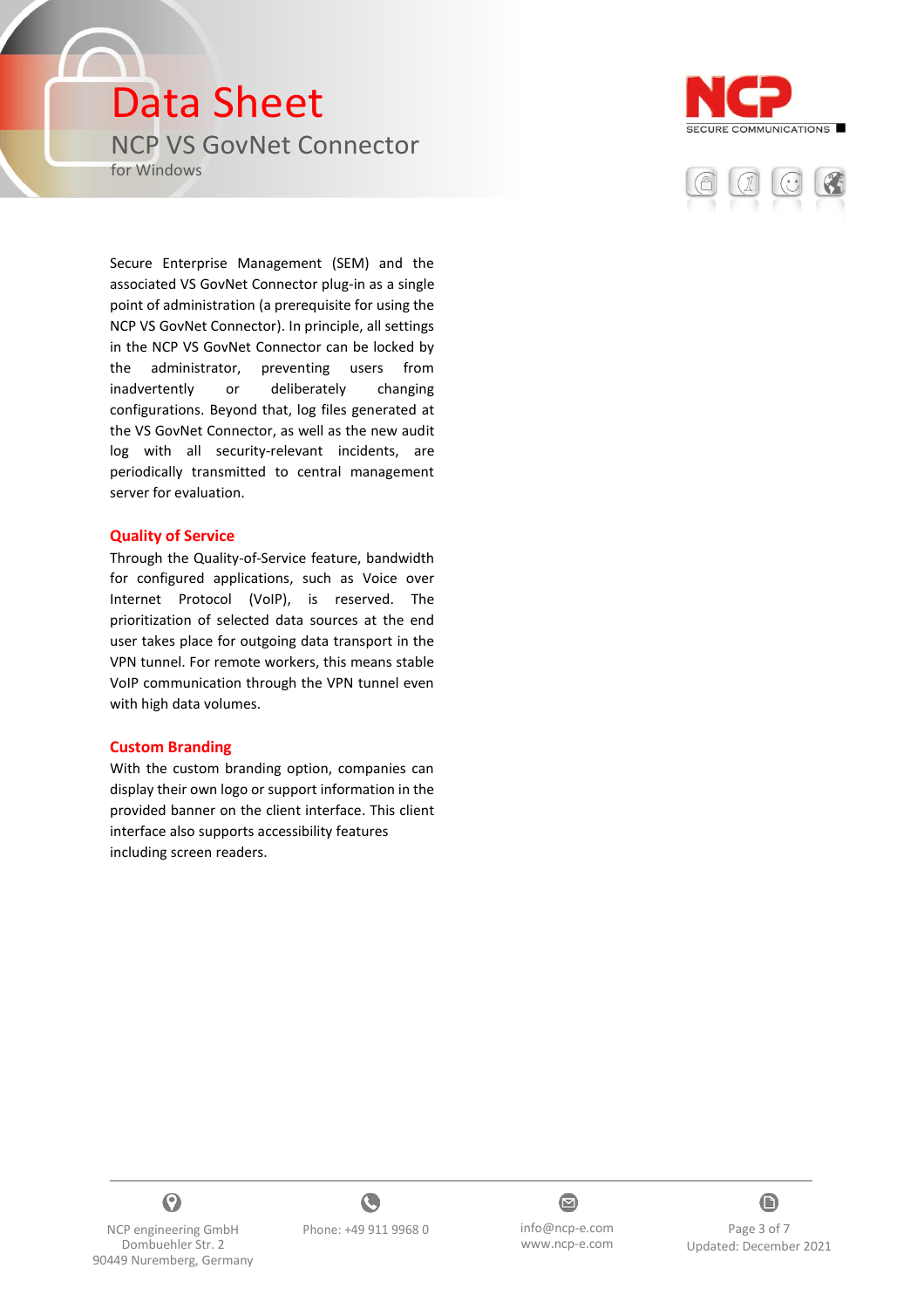Secure Enterprise Management (SEM) and the associated VS GovNet Connector plug-in as a single point of administration (a prerequisite for using the NCP VS GovNet Connector). In principle, all settings in the NCP VS GovNet Connector can be locked by the administrator, preventing users from inadvertently or deliberately changing configurations. Beyond that, log files generated at the VS GovNet Connector, as well as the new audit log with all security-relevant incidents, are periodically transmitted to central management server for evaluation.

## Quality of Service

Through the Quality-of-Service feature, bandwidth for configured applications, such as Voice over Internet Protocol (VoIP), is reserved. The prioritization of selected data sources at the end user takes place for outgoing data transport in the VPN tunnel. For remote workers, this means stable VoIP communication through the VPN tunnel even with high data volumes.

## Custom Branding

With the custom branding option, companies can display their own logo or support information in the provided banner on the client interface. This client interface also supports accessibility features including screen readers.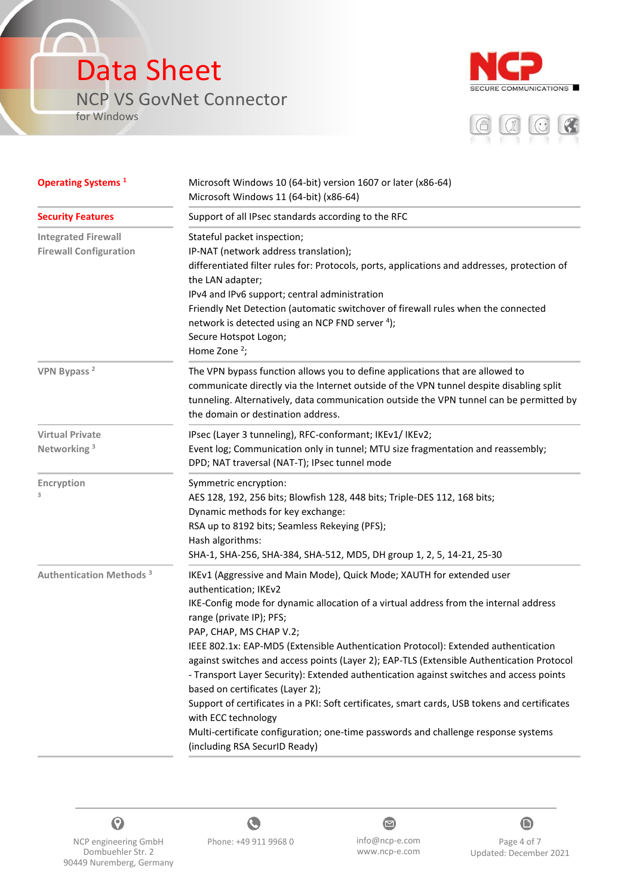# Data Sheet

## NCP VS GovNet Connector

for Windows

| | |
|---|---|
| **Operating Systems** [1] | Microsoft Windows 10 (64-bit) version 1607 or later (x86-64)<br>Microsoft Windows 11 (64-bit) (x86-64) |
| **Security Features** | Support of all IPsec standards according to the RFC |
| **Integrated Firewall**<br>**Firewall Configuration** | Stateful packet inspection;<br>IP-NAT (network address translation);<br>differentiated filter rules for: Protocols, ports, applications and addresses, protection of the LAN adapter;<br>IPv4 and IPv6 support; central administration<br>Friendly Net Detection (automatic switchover of firewall rules when the connected network is detected using an NCP FND server [4]);<br>Secure Hotspot Logon;<br>Home Zone [2]; |
| **VPN Bypass** [2] | The VPN bypass function allows you to define applications that are allowed to communicate directly via the Internet outside of the VPN tunnel despite disabling split tunneling. Alternatively, data communication outside the VPN tunnel can be permitted by the domain or destination address. |
| **Virtual Private Networking** [3] | IPsec (Layer 3 tunneling), RFC-conformant; IKEv1/ IKEv2;<br>Event log; Communication only in tunnel; MTU size fragmentation and reassembly;<br>DPD; NAT traversal (NAT-T); IPsec tunnel mode |
| **Encryption** [3] | Symmetric encryption:<br>AES 128, 192, 256 bits; Blowfish 128, 448 bits; Triple-DES 112, 168 bits;<br>Dynamic methods for key exchange:<br>RSA up to 8192 bits; Seamless Rekeying (PFS);<br>Hash algorithms:<br>SHA-1, SHA-256, SHA-384, SHA-512, MD5, DH group 1, 2, 5, 14-21, 25-30 |
| **Authentication Methods** [3] | IKEv1 (Aggressive and Main Mode), Quick Mode; XAUTH for extended user authentication; IKEv2<br>IKE-Config mode for dynamic allocation of a virtual address from the internal address range (private IP); PFS;<br>PAP, CHAP, MS CHAP V.2;<br>IEEE 802.1x: EAP-MD5 (Extensible Authentication Protocol): Extended authentication against switches and access points (Layer 2); EAP-TLS (Extensible Authentication Protocol - Transport Layer Security): Extended authentication against switches and access points based on certificates (Layer 2);<br>Support of certificates in a PKI: Soft certificates, smart cards, USB tokens and certificates with ECC technology<br>Multi-certificate configuration; one-time passwords and challenge response systems (including RSA SecurID Ready) |

NCP engineering GmbH
Dombuehler Str. 2
90449 Nuremberg, Germany

Phone: +49 911 9968 0

info@ncp-e.com
www.ncp-e.com

Updated: December 2021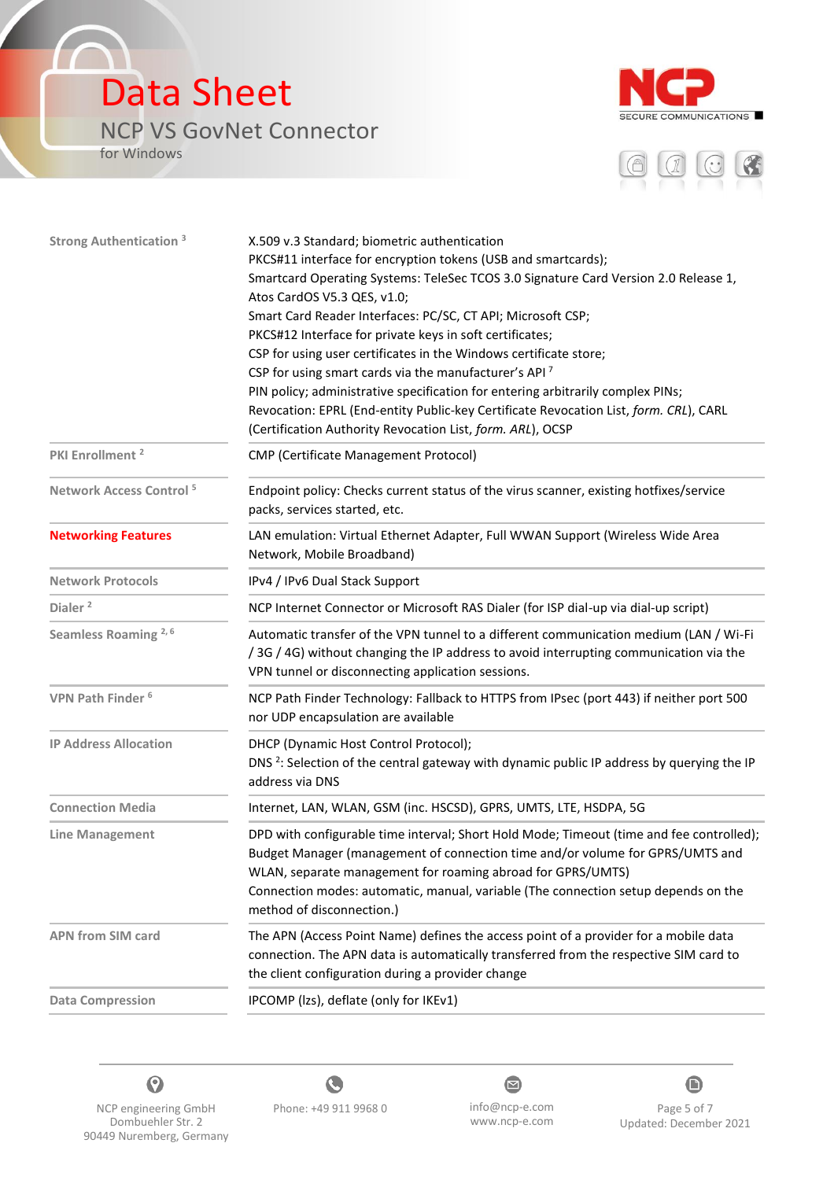| | |
|---|---|
| Strong Authentication [3] | X.509 v.3 Standard; biometric authentication<br>PKCS#11 interface for encryption tokens (USB and smartcards);<br>Smartcard Operating Systems: TeleSec TCOS 3.0 Signature Card Version 2.0 Release 1, Atos CardOS V5.3 QES, v1.0;<br>Smart Card Reader Interfaces: PC/SC, CT API; Microsoft CSP;<br>PKCS#12 Interface for private keys in soft certificates;<br>CSP for using user certificates in the Windows certificate store;<br>CSP for using smart cards via the manufacturer's API [7]<br>PIN policy; administrative specification for entering arbitrarily complex PINs;<br>Revocation: EPRL (End-entity Public-key Certificate Revocation List, *form. CRL*), CARL (Certification Authority Revocation List, *form. ARL*), OCSP |
| PKI Enrollment [2] | CMP (Certificate Management Protocol) |
| Network Access Control [5] | Endpoint policy: Checks current status of the virus scanner, existing hotfixes/service packs, services started, etc. |
| **Networking Features** | LAN emulation: Virtual Ethernet Adapter, Full WWAN Support (Wireless Wide Area Network, Mobile Broadband) |
| Network Protocols | IPv4 / IPv6 Dual Stack Support |
| Dialer [2] | NCP Internet Connector or Microsoft RAS Dialer (for ISP dial-up via dial-up script) |
| Seamless Roaming [2, 6] | Automatic transfer of the VPN tunnel to a different communication medium (LAN / Wi-Fi / 3G / 4G) without changing the IP address to avoid interrupting communication via the VPN tunnel or disconnecting application sessions. |
| VPN Path Finder [6] | NCP Path Finder Technology: Fallback to HTTPS from IPsec (port 443) if neither port 500 nor UDP encapsulation are available |
| IP Address Allocation | DHCP (Dynamic Host Control Protocol);<br>DNS [2]: Selection of the central gateway with dynamic public IP address by querying the IP address via DNS |
| Connection Media | Internet, LAN, WLAN, GSM (inc. HSCSD), GPRS, UMTS, LTE, HSDPA, 5G |
| Line Management | DPD with configurable time interval; Short Hold Mode; Timeout (time and fee controlled);<br>Budget Manager (management of connection time and/or volume for GPRS/UMTS and WLAN, separate management for roaming abroad for GPRS/UMTS)<br>Connection modes: automatic, manual, variable (The connection setup depends on the method of disconnection.) |
| APN from SIM card | The APN (Access Point Name) defines the access point of a provider for a mobile data connection. The APN data is automatically transferred from the respective SIM card to the client configuration during a provider change |
| Data Compression | IPCOMP (lzs), deflate (only for IKEv1) |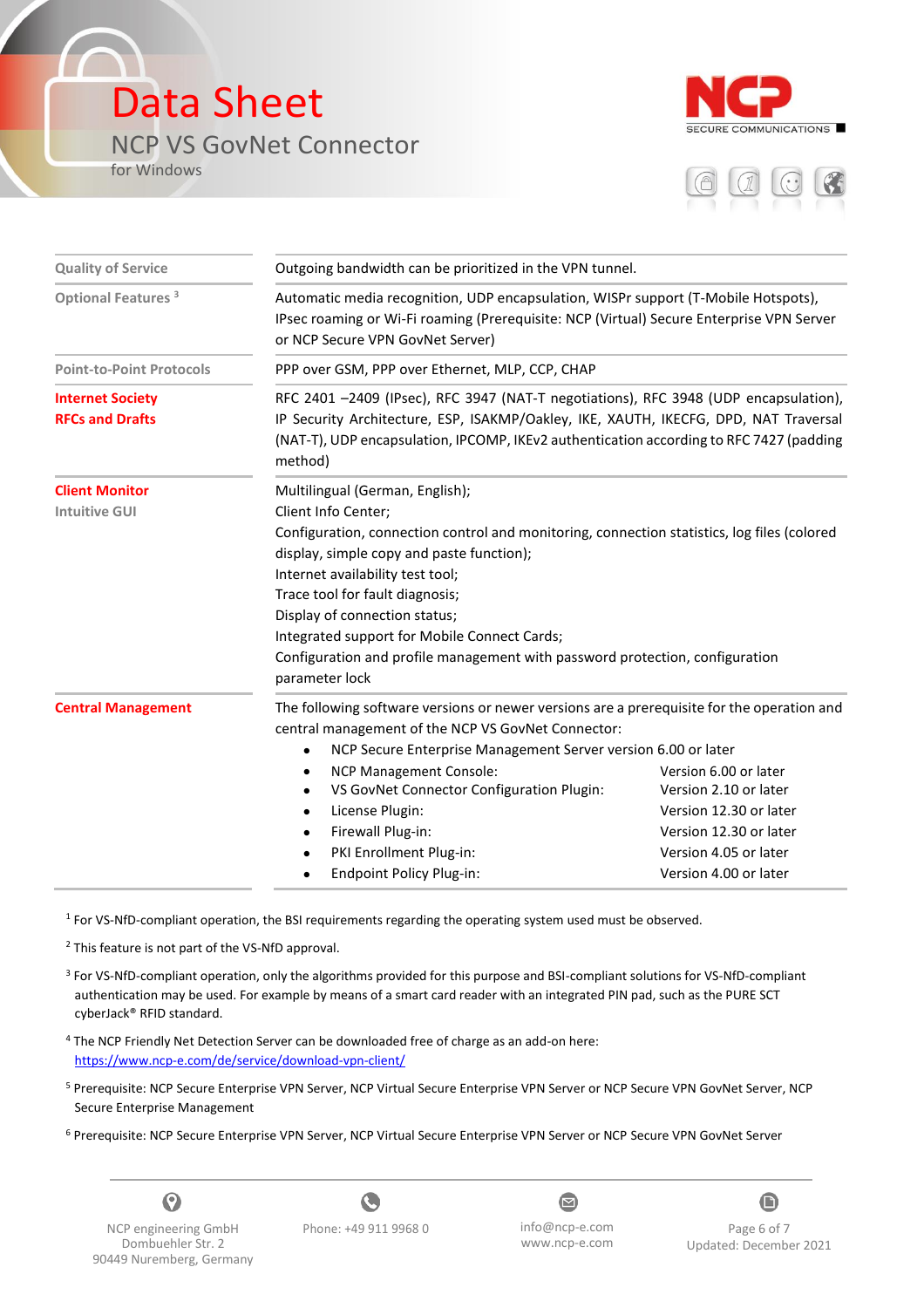| | |
|---|---|
| Quality of Service | Outgoing bandwidth can be prioritized in the VPN tunnel. |
| Optional Features [3] | Automatic media recognition, UDP encapsulation, WISPr support (T-Mobile Hotspots), IPsec roaming or Wi-Fi roaming (Prerequisite: NCP (Virtual) Secure Enterprise VPN Server or NCP Secure VPN GovNet Server) |
| Point-to-Point Protocols | PPP over GSM, PPP over Ethernet, MLP, CCP, CHAP |
| **Internet Society RFCs and Drafts** | RFC 2401 –2409 (IPsec), RFC 3947 (NAT-T negotiations), RFC 3948 (UDP encapsulation), IP Security Architecture, ESP, ISAKMP/Oakley, IKE, XAUTH, IKECFG, DPD, NAT Traversal (NAT-T), UDP encapsulation, IPCOMP, IKEv2 authentication according to RFC 7427 (padding method) |
| **Client Monitor** Intuitive GUI | Multilingual (German, English);<br>Client Info Center;<br>Configuration, connection control and monitoring, connection statistics, log files (colored display, simple copy and paste function);<br>Internet availability test tool;<br>Trace tool for fault diagnosis;<br>Display of connection status;<br>Integrated support for Mobile Connect Cards;<br>Configuration and profile management with password protection, configuration parameter lock |
| **Central Management** | The following software versions or newer versions are a prerequisite for the operation and central management of the NCP VS GovNet Connector:<br>• NCP Secure Enterprise Management Server version 6.00 or later<br>• NCP Management Console: Version 6.00 or later<br>• VS GovNet Connector Configuration Plugin: Version 2.10 or later<br>• License Plugin: Version 12.30 or later<br>• Firewall Plug-in: Version 12.30 or later<br>• PKI Enrollment Plug-in: Version 4.05 or later<br>• Endpoint Policy Plug-in: Version 4.00 or later |

[1] For VS-NfD-compliant operation, the BSI requirements regarding the operating system used must be observed.

[2] This feature is not part of the VS-NfD approval.

[3] For VS-NfD-compliant operation, only the algorithms provided for this purpose and BSI-compliant solutions for VS-NfD-compliant authentication may be used. For example by means of a smart card reader with an integrated PIN pad, such as the PURE SCT cyberJack® RFID standard.

[4] The NCP Friendly Net Detection Server can be downloaded free of charge as an add-on here: https://www.ncp-e.com/de/service/download-vpn-client/

[5] Prerequisite: NCP Secure Enterprise VPN Server, NCP Virtual Secure Enterprise VPN Server or NCP Secure VPN GovNet Server, NCP Secure Enterprise Management

[6] Prerequisite: NCP Secure Enterprise VPN Server, NCP Virtual Secure Enterprise VPN Server or NCP Secure VPN GovNet Server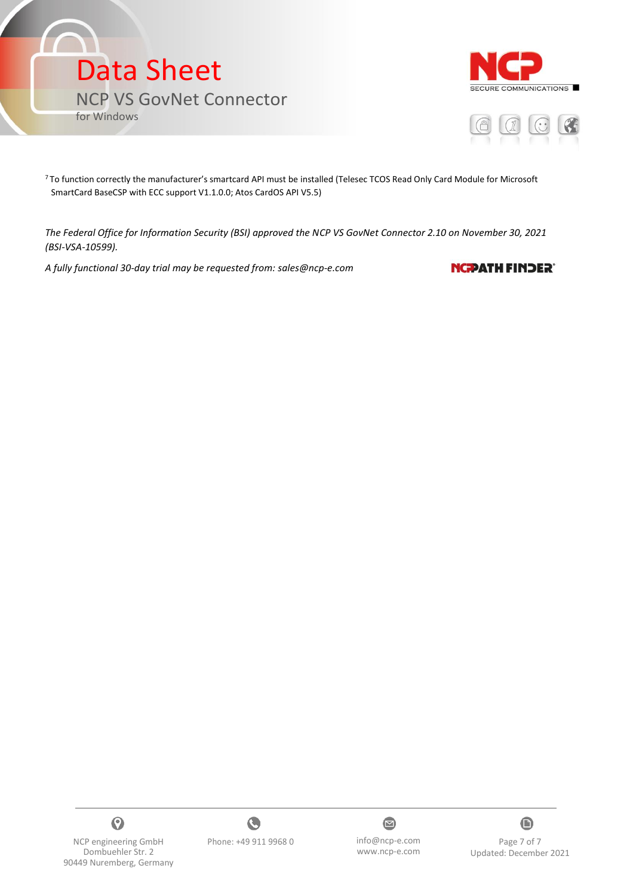[7] To function correctly the manufacturer's smartcard API must be installed (Telesec TCOS Read Only Card Module for Microsoft SmartCard BaseCSP with ECC support V1.1.0.0; Atos CardOS API V5.5)

*The Federal Office for Information Security (BSI) approved the NCP VS GovNet Connector 2.10 on November 30, 2021 (BSI-VSA-10599).*

*A fully functional 30-day trial may be requested from: sales@ncp-e.com*